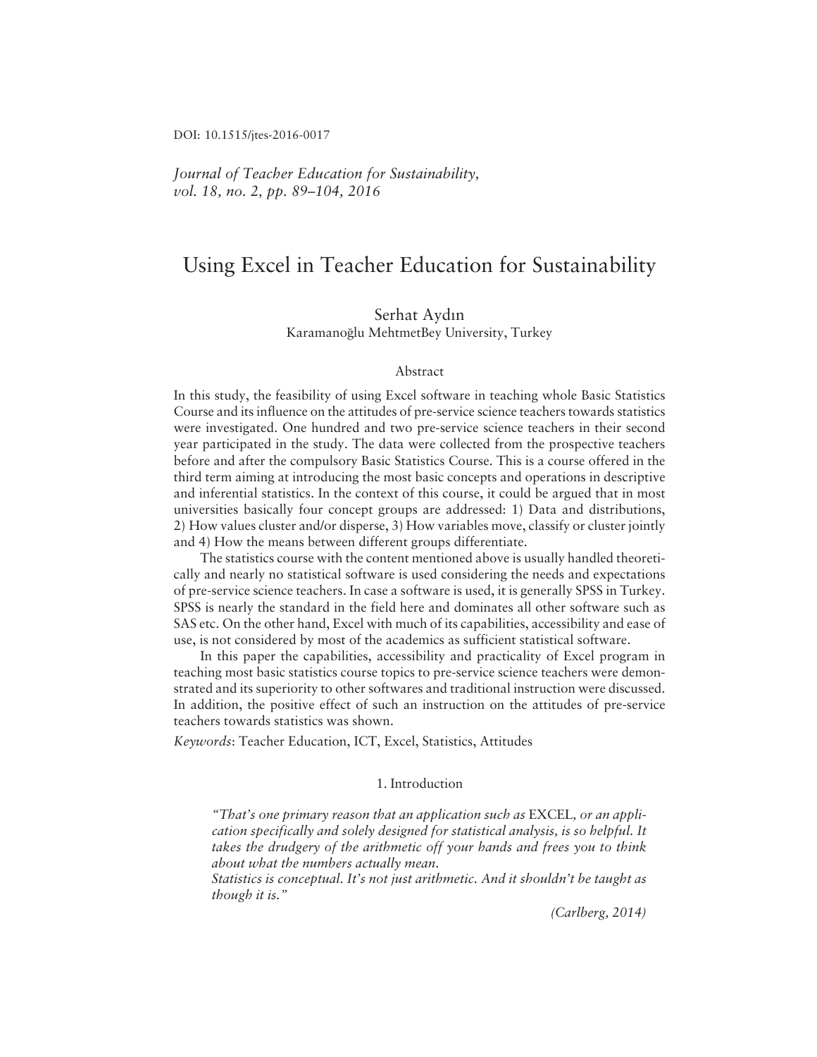DOI: 10.1515/jtes-2016-0017

*Journal of Teacher Education for Sustainability, vol. 18, no. 2, pp. 89–104, 2016*

# Using Excel in Teacher Education for Sustainability

Serhat Aydın
Karamanoğlu MehmetBey University, Turkey

## Abstract

In this study, the feasibility of using Excel software in teaching whole Basic Statistics Course and its influence on the attitudes of pre-service science teachers towards statistics were investigated. One hundred and two pre-service science teachers in their second year participated in the study. The data were collected from the prospective teachers before and after the compulsory Basic Statistics Course. This is a course offered in the third term aiming at introducing the most basic concepts and operations in descriptive and inferential statistics. In the context of this course, it could be argued that in most universities basically four concept groups are addressed: 1) Data and distributions, 2) How values cluster and/or disperse, 3) How variables move, classify or cluster jointly and 4) How the means between different groups differentiate.

The statistics course with the content mentioned above is usually handled theoretically and nearly no statistical software is used considering the needs and expectations of pre-service science teachers. In case a software is used, it is generally SPSS in Turkey. SPSS is nearly the standard in the field here and dominates all other software such as SAS etc. On the other hand, Excel with much of its capabilities, accessibility and ease of use, is not considered by most of the academics as sufficient statistical software.

In this paper the capabilities, accessibility and practicality of Excel program in teaching most basic statistics course topics to pre-service science teachers were demonstrated and its superiority to other softwares and traditional instruction were discussed. In addition, the positive effect of such an instruction on the attitudes of pre-service teachers towards statistics was shown.

*Keywords*: Teacher Education, ICT, Excel, Statistics, Attitudes

## 1. Introduction

> *"That's one primary reason that an application such as* EXCEL, *or an application specifically and solely designed for statistical analysis, is so helpful. It takes the drudgery of the arithmetic off your hands and frees you to think about what the numbers actually mean.*
> *Statistics is conceptual. It's not just arithmetic. And it shouldn't be taught as though it is."*
>
> *(Carlberg, 2014)*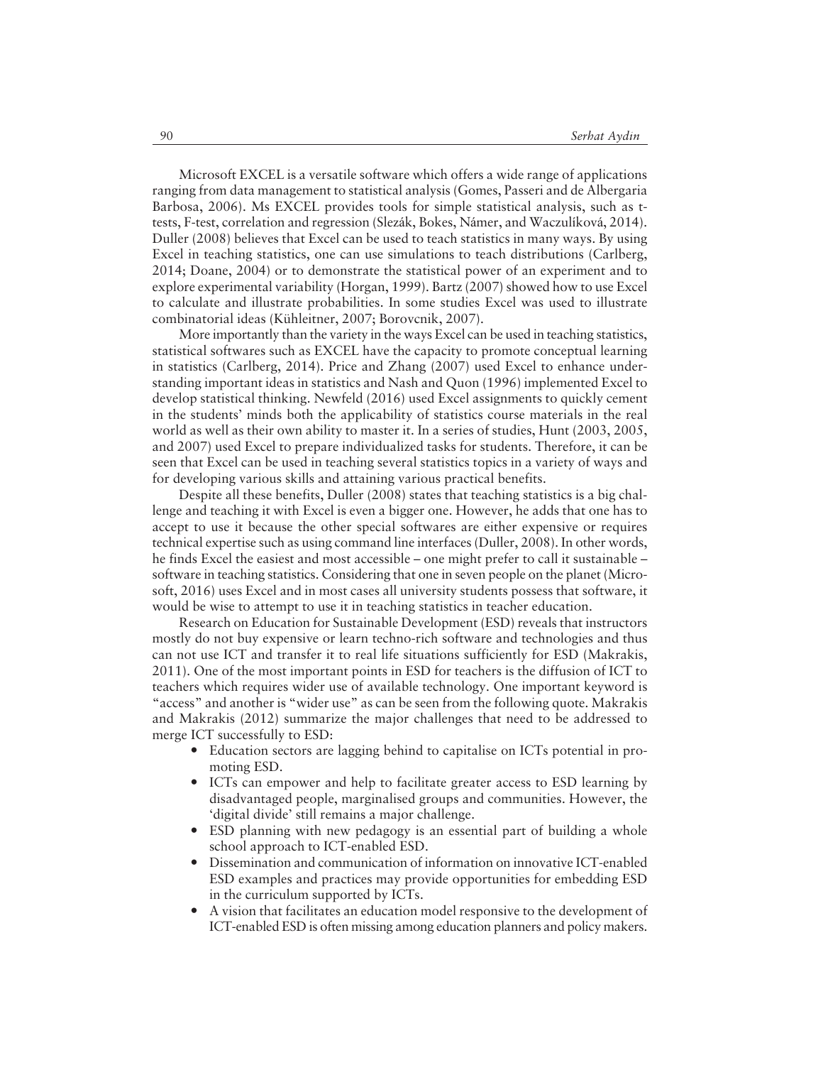Microsoft EXCEL is a versatile software which offers a wide range of applications ranging from data management to statistical analysis (Gomes, Passeri and de Albergaria Barbosa, 2006). Ms EXCEL provides tools for simple statistical analysis, such as t-tests, F-test, correlation and regression (Slezák, Bokes, Námer, and Waczulíková, 2014). Duller (2008) believes that Excel can be used to teach statistics in many ways. By using Excel in teaching statistics, one can use simulations to teach distributions (Carlberg, 2014; Doane, 2004) or to demonstrate the statistical power of an experiment and to explore experimental variability (Horgan, 1999). Bartz (2007) showed how to use Excel to calculate and illustrate probabilities. In some studies Excel was used to illustrate combinatorial ideas (Kühleitner, 2007; Borovcnik, 2007).

More importantly than the variety in the ways Excel can be used in teaching statistics, statistical softwares such as EXCEL have the capacity to promote conceptual learning in statistics (Carlberg, 2014). Price and Zhang (2007) used Excel to enhance understanding important ideas in statistics and Nash and Quon (1996) implemented Excel to develop statistical thinking. Newfeld (2016) used Excel assignments to quickly cement in the students' minds both the applicability of statistics course materials in the real world as well as their own ability to master it. In a series of studies, Hunt (2003, 2005, and 2007) used Excel to prepare individualized tasks for students. Therefore, it can be seen that Excel can be used in teaching several statistics topics in a variety of ways and for developing various skills and attaining various practical benefits.

Despite all these benefits, Duller (2008) states that teaching statistics is a big challenge and teaching it with Excel is even a bigger one. However, he adds that one has to accept to use it because the other special softwares are either expensive or requires technical expertise such as using command line interfaces (Duller, 2008). In other words, he finds Excel the easiest and most accessible – one might prefer to call it sustainable – software in teaching statistics. Considering that one in seven people on the planet (Microsoft, 2016) uses Excel and in most cases all university students possess that software, it would be wise to attempt to use it in teaching statistics in teacher education.

Research on Education for Sustainable Development (ESD) reveals that instructors mostly do not buy expensive or learn techno-rich software and technologies and thus can not use ICT and transfer it to real life situations sufficiently for ESD (Makrakis, 2011). One of the most important points in ESD for teachers is the diffusion of ICT to teachers which requires wider use of available technology. One important keyword is "access" and another is "wider use" as can be seen from the following quote. Makrakis and Makrakis (2012) summarize the major challenges that need to be addressed to merge ICT successfully to ESD:

- Education sectors are lagging behind to capitalise on ICTs potential in promoting ESD.
- ICTs can empower and help to facilitate greater access to ESD learning by disadvantaged people, marginalised groups and communities. However, the 'digital divide' still remains a major challenge.
- ESD planning with new pedagogy is an essential part of building a whole school approach to ICT-enabled ESD.
- Dissemination and communication of information on innovative ICT-enabled ESD examples and practices may provide opportunities for embedding ESD in the curriculum supported by ICTs.
- A vision that facilitates an education model responsive to the development of ICT-enabled ESD is often missing among education planners and policy makers.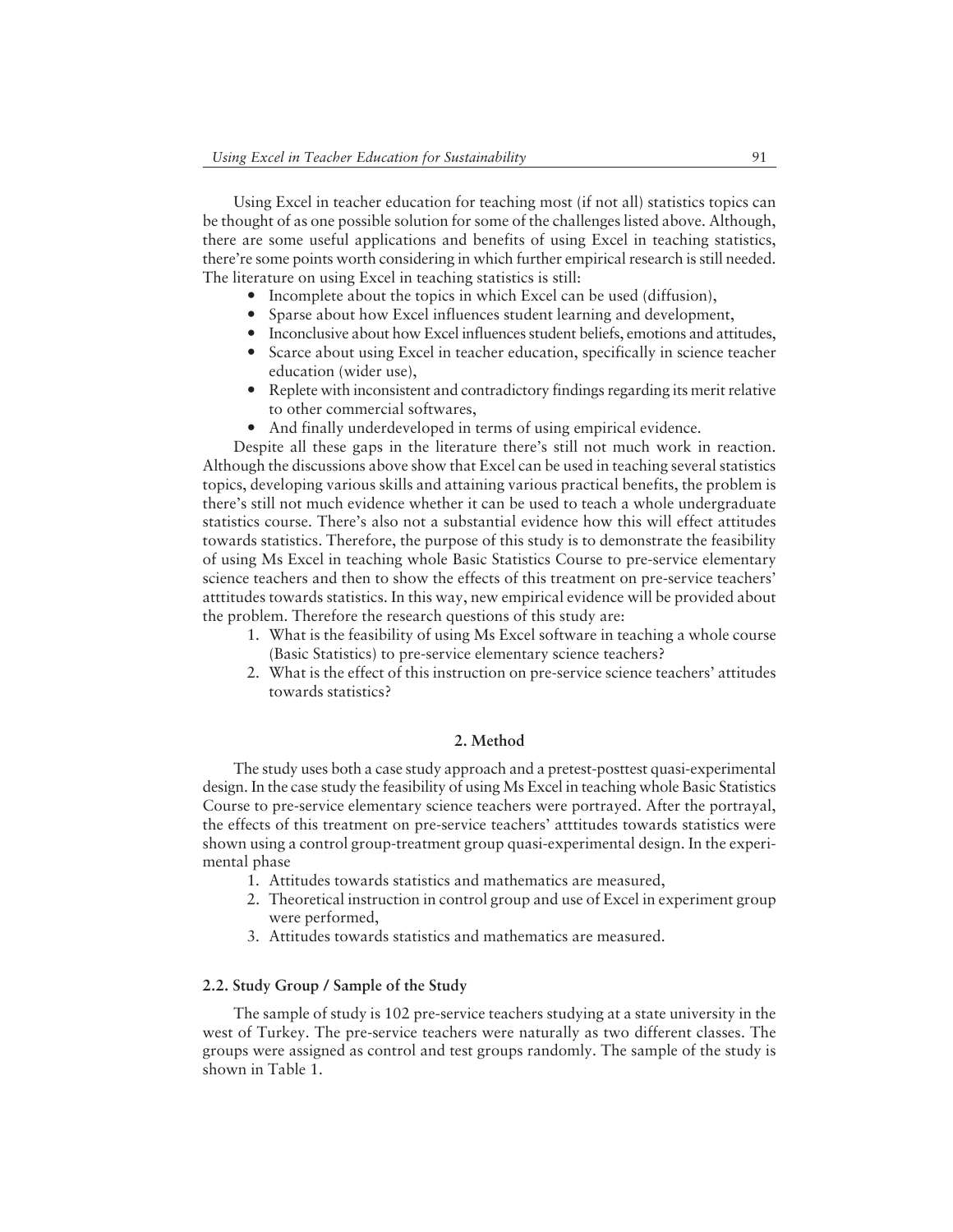Using Excel in teacher education for teaching most (if not all) statistics topics can be thought of as one possible solution for some of the challenges listed above. Although, there are some useful applications and benefits of using Excel in teaching statistics, there're some points worth considering in which further empirical research is still needed. The literature on using Excel in teaching statistics is still:

- Incomplete about the topics in which Excel can be used (diffusion),
- Sparse about how Excel influences student learning and development,
- Inconclusive about how Excel influences student beliefs, emotions and attitudes,
- Scarce about using Excel in teacher education, specifically in science teacher education (wider use),
- Replete with inconsistent and contradictory findings regarding its merit relative to other commercial softwares,
- And finally underdeveloped in terms of using empirical evidence.

Despite all these gaps in the literature there's still not much work in reaction. Although the discussions above show that Excel can be used in teaching several statistics topics, developing various skills and attaining various practical benefits, the problem is there's still not much evidence whether it can be used to teach a whole undergraduate statistics course. There's also not a substantial evidence how this will effect attitudes towards statistics. Therefore, the purpose of this study is to demonstrate the feasibility of using Ms Excel in teaching whole Basic Statistics Course to pre-service elementary science teachers and then to show the effects of this treatment on pre-service teachers' atttitudes towards statistics. In this way, new empirical evidence will be provided about the problem. Therefore the research questions of this study are:

1. What is the feasibility of using Ms Excel software in teaching a whole course (Basic Statistics) to pre-service elementary science teachers?
2. What is the effect of this instruction on pre-service science teachers' attitudes towards statistics?

## 2. Method

The study uses both a case study approach and a pretest-posttest quasi-experimental design. In the case study the feasibility of using Ms Excel in teaching whole Basic Statistics Course to pre-service elementary science teachers were portrayed. After the portrayal, the effects of this treatment on pre-service teachers' atttitudes towards statistics were shown using a control group-treatment group quasi-experimental design. In the experimental phase

1. Attitudes towards statistics and mathematics are measured,
2. Theoretical instruction in control group and use of Excel in experiment group were performed,
3. Attitudes towards statistics and mathematics are measured.

### 2.2. Study Group / Sample of the Study

The sample of study is 102 pre-service teachers studying at a state university in the west of Turkey. The pre-service teachers were naturally as two different classes. The groups were assigned as control and test groups randomly. The sample of the study is shown in Table 1.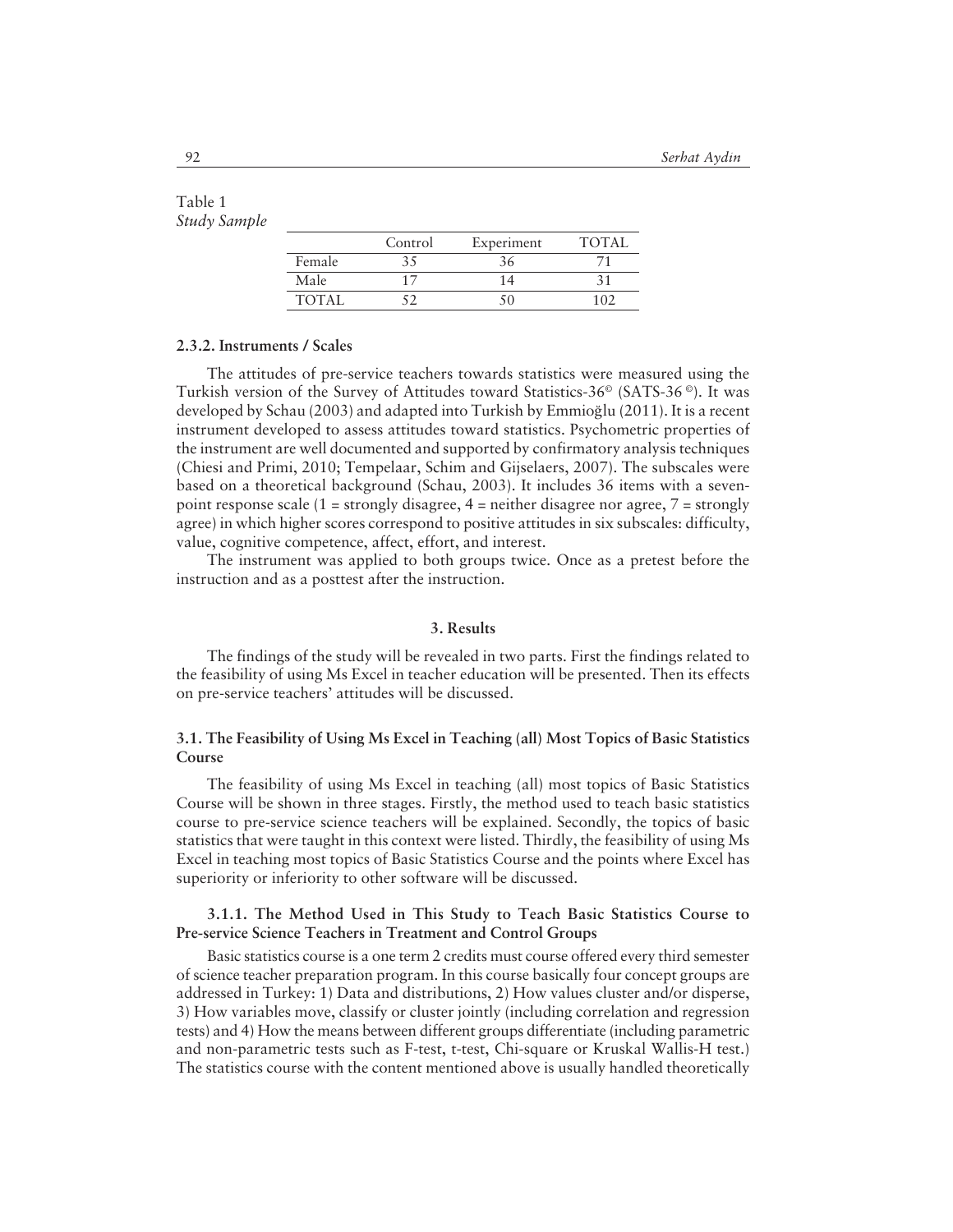Table 1
*Study Sample*

| | Control | Experiment | TOTAL |
|---|---|---|---|
| Female | 35 | 36 | 71 |
| Male | 17 | 14 | 31 |
| TOTAL | 52 | 50 | 102 |

#### 2.3.2. Instruments / Scales

The attitudes of pre-service teachers towards statistics were measured using the Turkish version of the Survey of Attitudes toward Statistics-36© (SATS-36 ©). It was developed by Schau (2003) and adapted into Turkish by Emmioğlu (2011). It is a recent instrument developed to assess attitudes toward statistics. Psychometric properties of the instrument are well documented and supported by confirmatory analysis techniques (Chiesi and Primi, 2010; Tempelaar, Schim and Gijselaers, 2007). The subscales were based on a theoretical background (Schau, 2003). It includes 36 items with a seven-point response scale (1 = strongly disagree, 4 = neither disagree nor agree, 7 = strongly agree) in which higher scores correspond to positive attitudes in six subscales: difficulty, value, cognitive competence, affect, effort, and interest.

The instrument was applied to both groups twice. Once as a pretest before the instruction and as a posttest after the instruction.

## 3. Results

The findings of the study will be revealed in two parts. First the findings related to the feasibility of using Ms Excel in teacher education will be presented. Then its effects on pre-service teachers' attitudes will be discussed.

### 3.1. The Feasibility of Using Ms Excel in Teaching (all) Most Topics of Basic Statistics Course

The feasibility of using Ms Excel in teaching (all) most topics of Basic Statistics Course will be shown in three stages. Firstly, the method used to teach basic statistics course to pre-service science teachers will be explained. Secondly, the topics of basic statistics that were taught in this context were listed. Thirdly, the feasibility of using Ms Excel in teaching most topics of Basic Statistics Course and the points where Excel has superiority or inferiority to other software will be discussed.

#### 3.1.1. The Method Used in This Study to Teach Basic Statistics Course to Pre-service Science Teachers in Treatment and Control Groups

Basic statistics course is a one term 2 credits must course offered every third semester of science teacher preparation program. In this course basically four concept groups are addressed in Turkey: 1) Data and distributions, 2) How values cluster and/or disperse, 3) How variables move, classify or cluster jointly (including correlation and regression tests) and 4) How the means between different groups differentiate (including parametric and non-parametric tests such as F-test, t-test, Chi-square or Kruskal Wallis-H test.) The statistics course with the content mentioned above is usually handled theoretically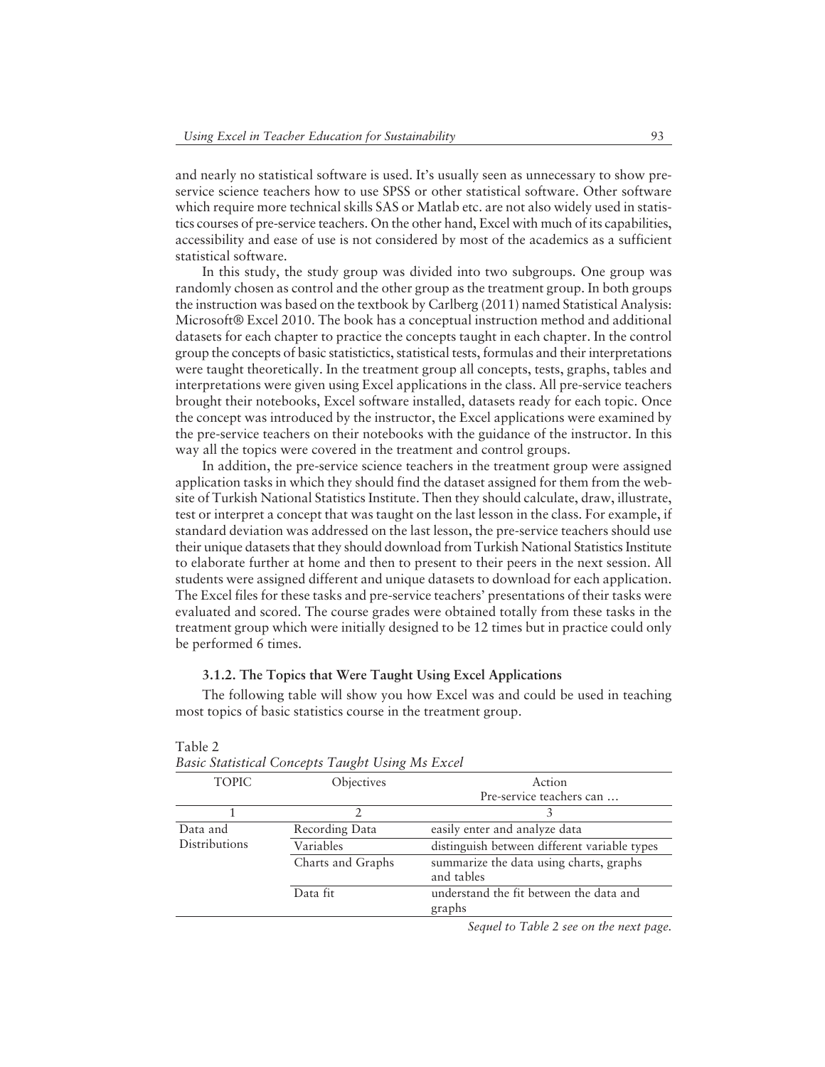and nearly no statistical software is used. It's usually seen as unnecessary to show pre-service science teachers how to use SPSS or other statistical software. Other software which require more technical skills SAS or Matlab etc. are not also widely used in statistics courses of pre-service teachers. On the other hand, Excel with much of its capabilities, accessibility and ease of use is not considered by most of the academics as a sufficient statistical software.

In this study, the study group was divided into two subgroups. One group was randomly chosen as control and the other group as the treatment group. In both groups the instruction was based on the textbook by Carlberg (2011) named Statistical Analysis: Microsoft® Excel 2010. The book has a conceptual instruction method and additional datasets for each chapter to practice the concepts taught in each chapter. In the control group the concepts of basic statistictics, statistical tests, formulas and their interpretations were taught theoretically. In the treatment group all concepts, tests, graphs, tables and interpretations were given using Excel applications in the class. All pre-service teachers brought their notebooks, Excel software installed, datasets ready for each topic. Once the concept was introduced by the instructor, the Excel applications were examined by the pre-service teachers on their notebooks with the guidance of the instructor. In this way all the topics were covered in the treatment and control groups.

In addition, the pre-service science teachers in the treatment group were assigned application tasks in which they should find the dataset assigned for them from the website of Turkish National Statistics Institute. Then they should calculate, draw, illustrate, test or interpret a concept that was taught on the last lesson in the class. For example, if standard deviation was addressed on the last lesson, the pre-service teachers should use their unique datasets that they should download from Turkish National Statistics Institute to elaborate further at home and then to present to their peers in the next session. All students were assigned different and unique datasets to download for each application. The Excel files for these tasks and pre-service teachers' presentations of their tasks were evaluated and scored. The course grades were obtained totally from these tasks in the treatment group which were initially designed to be 12 times but in practice could only be performed 6 times.

### 3.1.2. The Topics that Were Taught Using Excel Applications

The following table will show you how Excel was and could be used in teaching most topics of basic statistics course in the treatment group.

Table 2
*Basic Statistical Concepts Taught Using Ms Excel*

| TOPIC | Objectives | Action<br>Pre-service teachers can … |
|---|---|---|
| 1 | 2 | 3 |
| Data and Distributions | Recording Data | easily enter and analyze data |
| | Variables | distinguish between different variable types |
| | Charts and Graphs | summarize the data using charts, graphs and tables |
| | Data fit | understand the fit between the data and graphs |

*Sequel to Table 2 see on the next page.*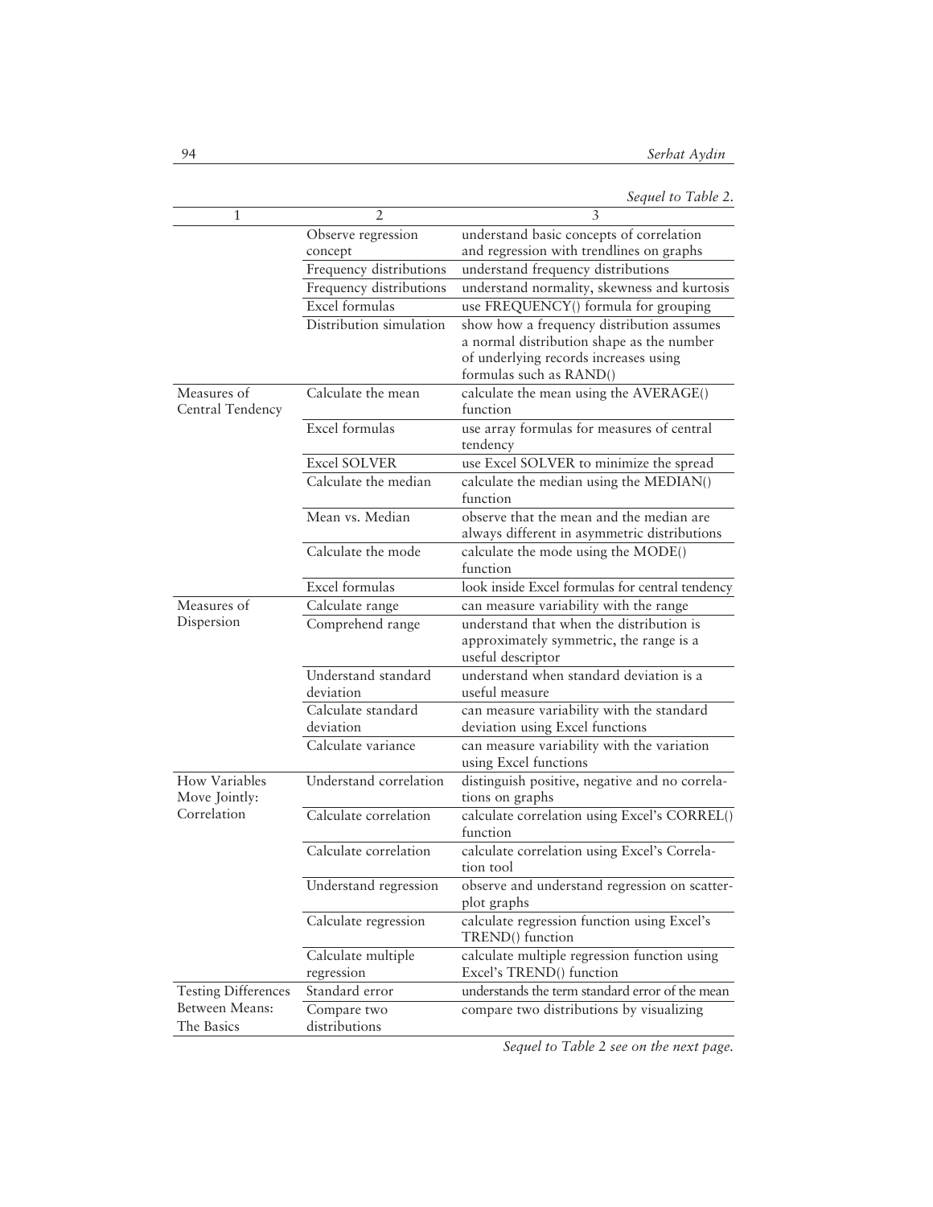*Sequel to Table 2.*

| 1 | 2 | 3 |
|---|---|---|
| | Observe regression concept | understand basic concepts of correlation and regression with trendlines on graphs |
| | Frequency distributions | understand frequency distributions |
| | Frequency distributions | understand normality, skewness and kurtosis |
| | Excel formulas | use FREQUENCY() formula for grouping |
| | Distribution simulation | show how a frequency distribution assumes a normal distribution shape as the number of underlying records increases using formulas such as RAND() |
| Measures of Central Tendency | Calculate the mean | calculate the mean using the AVERAGE() function |
| | Excel formulas | use array formulas for measures of central tendency |
| | Excel SOLVER | use Excel SOLVER to minimize the spread |
| | Calculate the median | calculate the median using the MEDIAN() function |
| | Mean vs. Median | observe that the mean and the median are always different in asymmetric distributions |
| | Calculate the mode | calculate the mode using the MODE() function |
| | Excel formulas | look inside Excel formulas for central tendency |
| Measures of Dispersion | Calculate range | can measure variability with the range |
| | Comprehend range | understand that when the distribution is approximately symmetric, the range is a useful descriptor |
| | Understand standard deviation | understand when standard deviation is a useful measure |
| | Calculate standard deviation | can measure variability with the standard deviation using Excel functions |
| | Calculate variance | can measure variability with the variation using Excel functions |
| How Variables Move Jointly: Correlation | Understand correlation | distinguish positive, negative and no correlations on graphs |
| | Calculate correlation | calculate correlation using Excel's CORREL() function |
| | Calculate correlation | calculate correlation using Excel's Correlation tool |
| | Understand regression | observe and understand regression on scatterplot graphs |
| | Calculate regression | calculate regression function using Excel's TREND() function |
| | Calculate multiple regression | calculate multiple regression function using Excel's TREND() function |
| Testing Differences Between Means: The Basics | Standard error | understands the term standard error of the mean |
| | Compare two distributions | compare two distributions by visualizing |

*Sequel to Table 2 see on the next page.*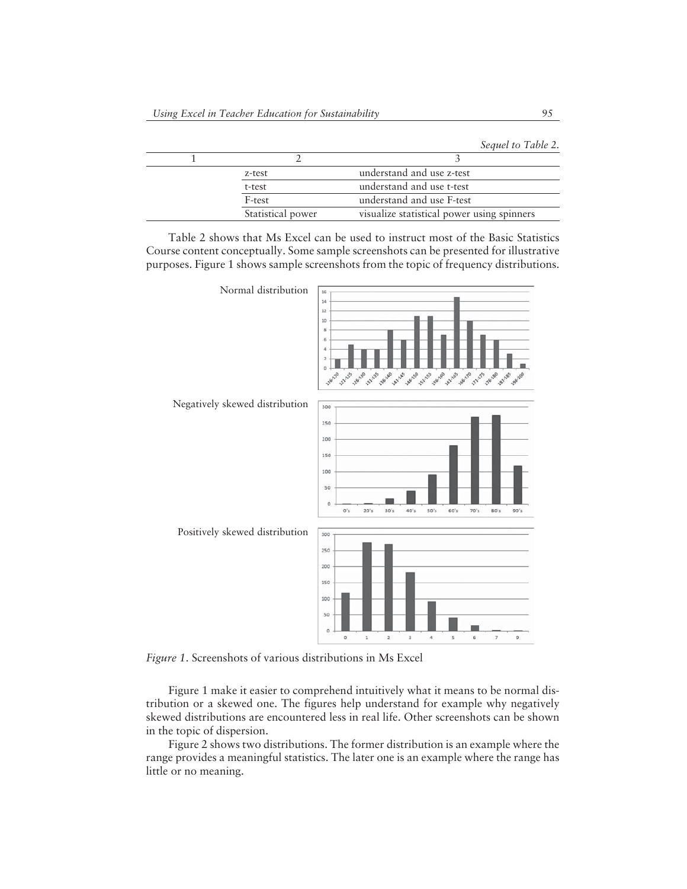*Sequel to Table 2.*

| 1 | 2 | 3 |
|---|---|---|
| | z-test | understand and use z-test |
| | t-test | understand and use t-test |
| | F-test | understand and use F-test |
| | Statistical power | visualize statistical power using spinners |

Table 2 shows that Ms Excel can be used to instruct most of the Basic Statistics Course content conceptually. Some sample screenshots can be presented for illustrative purposes. Figure 1 shows sample screenshots from the topic of frequency distributions.

Normal distribution

Negatively skewed distribution

Positively skewed distribution

*Figure 1*. Screenshots of various distributions in Ms Excel

Figure 1 make it easier to comprehend intuitively what it means to be normal distribution or a skewed one. The figures help understand for example why negatively skewed distributions are encountered less in real life. Other screenshots can be shown in the topic of dispersion.

Figure 2 shows two distributions. The former distribution is an example where the range provides a meaningful statistics. The later one is an example where the range has little or no meaning.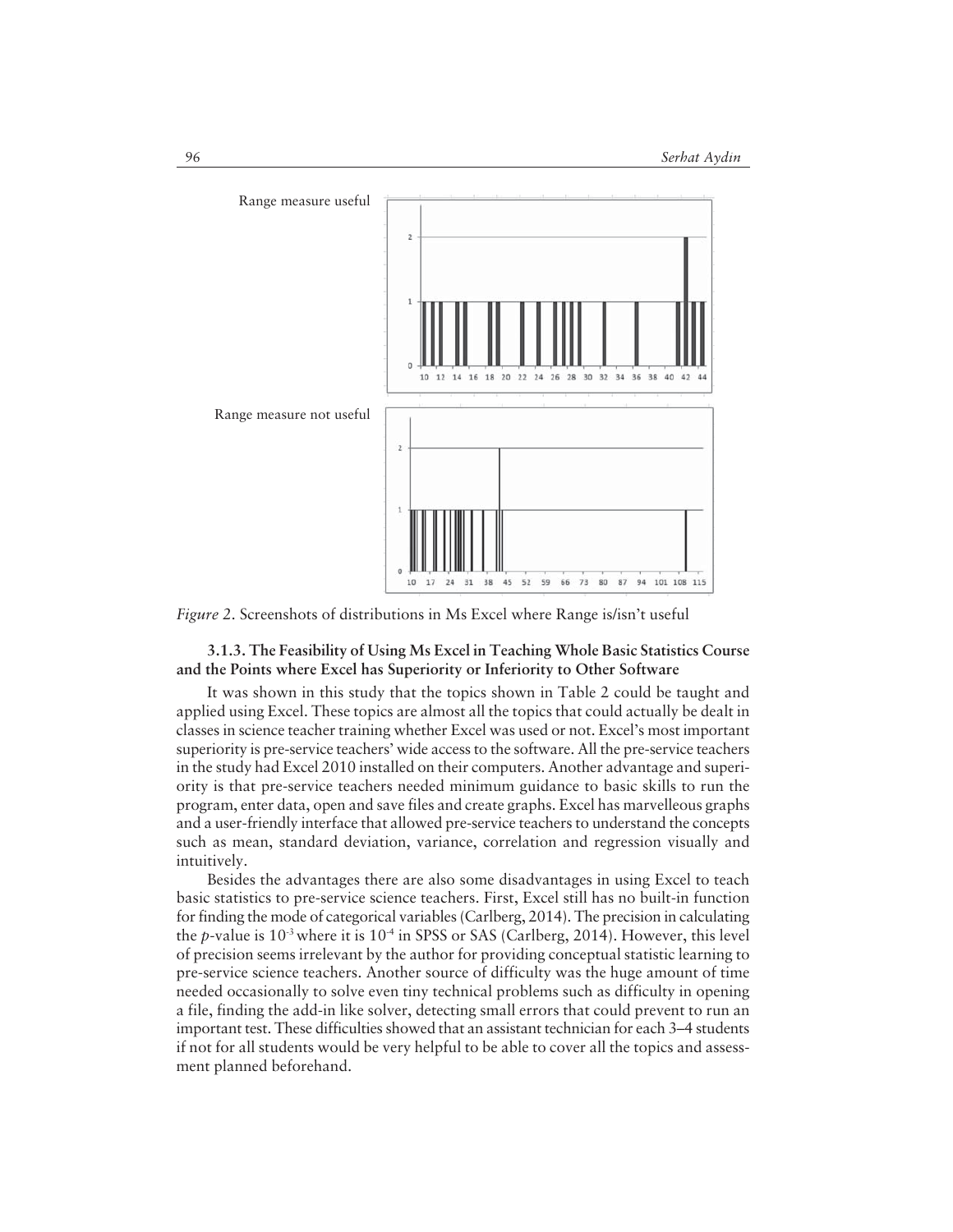Range measure useful

Range measure not useful

*Figure 2*. Screenshots of distributions in Ms Excel where Range is/isn't useful

### 3.1.3. The Feasibility of Using Ms Excel in Teaching Whole Basic Statistics Course and the Points where Excel has Superiority or Inferiority to Other Software

It was shown in this study that the topics shown in Table 2 could be taught and applied using Excel. These topics are almost all the topics that could actually be dealt in classes in science teacher training whether Excel was used or not. Excel's most important superiority is pre-service teachers' wide access to the software. All the pre-service teachers in the study had Excel 2010 installed on their computers. Another advantage and superiority is that pre-service teachers needed minimum guidance to basic skills to run the program, enter data, open and save files and create graphs. Excel has marvelleous graphs and a user-friendly interface that allowed pre-service teachers to understand the concepts such as mean, standard deviation, variance, correlation and regression visually and intuitively.

Besides the advantages there are also some disadvantages in using Excel to teach basic statistics to pre-service science teachers. First, Excel still has no built-in function for finding the mode of categorical variables (Carlberg, 2014). The precision in calculating the *p*-value is $10^{-3}$ where it is $10^{-4}$ in SPSS or SAS (Carlberg, 2014). However, this level of precision seems irrelevant by the author for providing conceptual statistic learning to pre-service science teachers. Another source of difficulty was the huge amount of time needed occasionally to solve even tiny technical problems such as difficulty in opening a file, finding the add-in like solver, detecting small errors that could prevent to run an important test. These difficulties showed that an assistant technician for each 3–4 students if not for all students would be very helpful to be able to cover all the topics and assessment planned beforehand.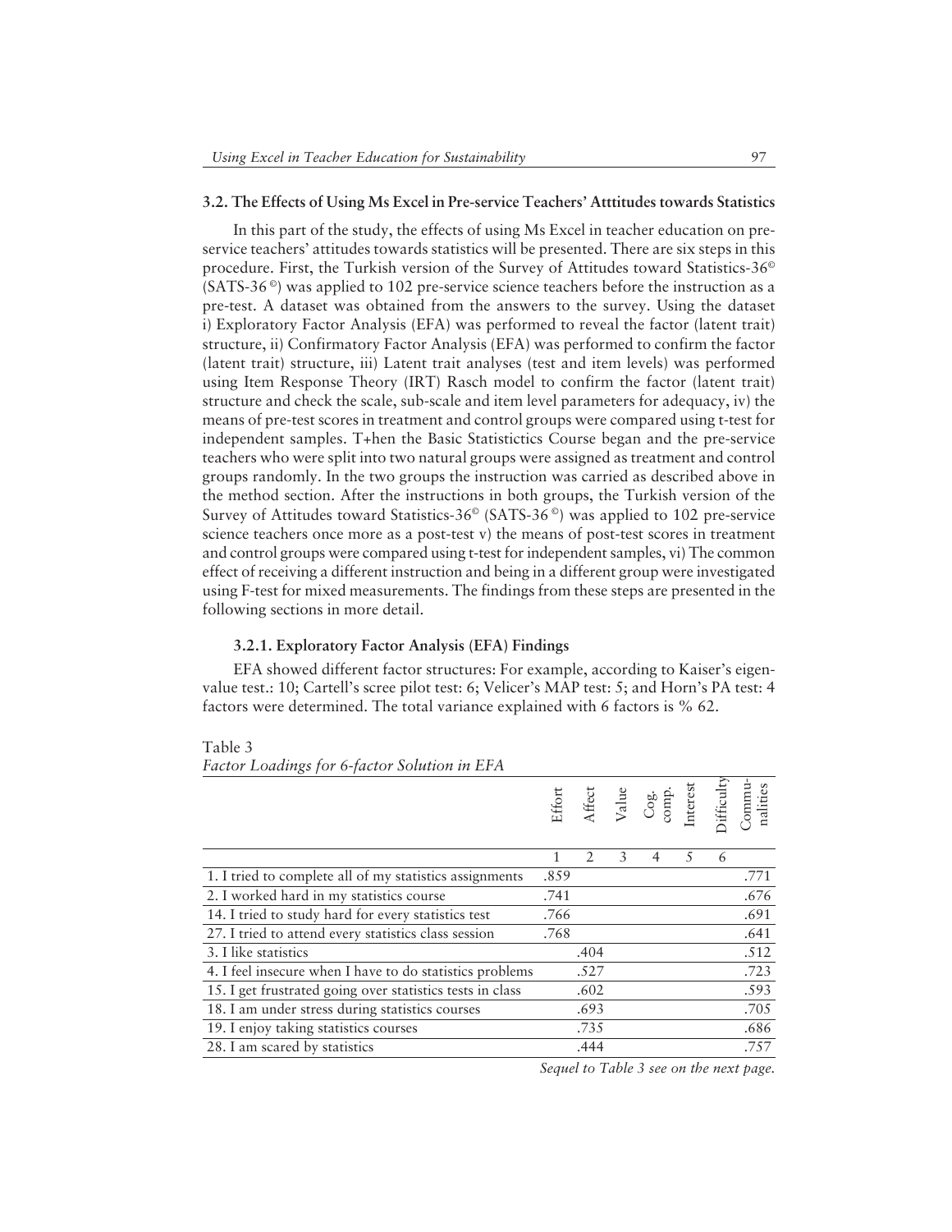### 3.2. The Effects of Using Ms Excel in Pre-service Teachers' Atttitudes towards Statistics

In this part of the study, the effects of using Ms Excel in teacher education on pre-service teachers' attitudes towards statistics will be presented. There are six steps in this procedure. First, the Turkish version of the Survey of Attitudes toward Statistics-36© (SATS-36 ©) was applied to 102 pre-service science teachers before the instruction as a pre-test. A dataset was obtained from the answers to the survey. Using the dataset i) Exploratory Factor Analysis (EFA) was performed to reveal the factor (latent trait) structure, ii) Confirmatory Factor Analysis (EFA) was performed to confirm the factor (latent trait) structure, iii) Latent trait analyses (test and item levels) was performed using Item Response Theory (IRT) Rasch model to confirm the factor (latent trait) structure and check the scale, sub-scale and item level parameters for adequacy, iv) the means of pre-test scores in treatment and control groups were compared using t-test for independent samples. T+hen the Basic Statistictics Course began and the pre-service teachers who were split into two natural groups were assigned as treatment and control groups randomly. In the two groups the instruction was carried as described above in the method section. After the instructions in both groups, the Turkish version of the Survey of Attitudes toward Statistics-36© (SATS-36 ©) was applied to 102 pre-service science teachers once more as a post-test v) the means of post-test scores in treatment and control groups were compared using t-test for independent samples, vi) The common effect of receiving a different instruction and being in a different group were investigated using F-test for mixed measurements. The findings from these steps are presented in the following sections in more detail.

#### 3.2.1. Exploratory Factor Analysis (EFA) Findings

EFA showed different factor structures: For example, according to Kaiser's eigenvalue test.: 10; Cartell's scree pilot test: 6; Velicer's MAP test: 5; and Horn's PA test: 4 factors were determined. The total variance explained with 6 factors is % 62.

Table 3
*Factor Loadings for 6-factor Solution in EFA*

| | Effort | Affect | Value | Cog. comp. | Interest | Difficulty | Commu-nalities |
|---|---|---|---|---|---|---|---|
| | 1 | 2 | 3 | 4 | 5 | 6 | |
| 1. I tried to complete all of my statistics assignments | .859 | | | | | | .771 |
| 2. I worked hard in my statistics course | .741 | | | | | | .676 |
| 14. I tried to study hard for every statistics test | .766 | | | | | | .691 |
| 27. I tried to attend every statistics class session | .768 | | | | | | .641 |
| 3. I like statistics | | .404 | | | | | .512 |
| 4. I feel insecure when I have to do statistics problems | | .527 | | | | | .723 |
| 15. I get frustrated going over statistics tests in class | | .602 | | | | | .593 |
| 18. I am under stress during statistics courses | | .693 | | | | | .705 |
| 19. I enjoy taking statistics courses | | .735 | | | | | .686 |
| 28. I am scared by statistics | | .444 | | | | | .757 |

*Sequel to Table 3 see on the next page.*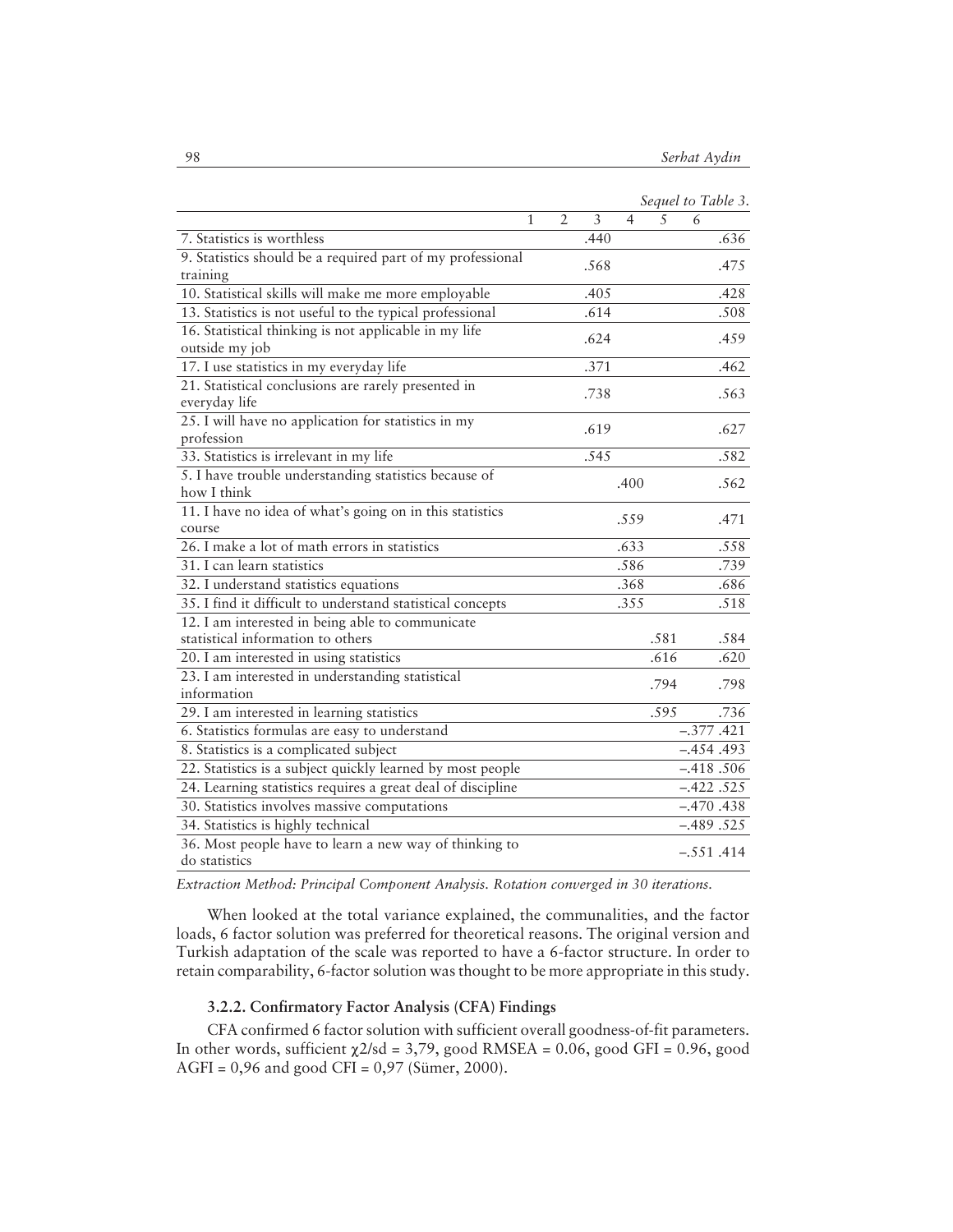*Sequel to Table 3.*

| | 1 | 2 | 3 | 4 | 5 | 6 | |
|---|---|---|---|---|---|---|---|
| 7. Statistics is worthless | | | .440 | | | | .636 |
| 9. Statistics should be a required part of my professional training | | | .568 | | | | .475 |
| 10. Statistical skills will make me more employable | | | .405 | | | | .428 |
| 13. Statistics is not useful to the typical professional | | | .614 | | | | .508 |
| 16. Statistical thinking is not applicable in my life outside my job | | | .624 | | | | .459 |
| 17. I use statistics in my everyday life | | | .371 | | | | .462 |
| 21. Statistical conclusions are rarely presented in everyday life | | | .738 | | | | .563 |
| 25. I will have no application for statistics in my profession | | | .619 | | | | .627 |
| 33. Statistics is irrelevant in my life | | | .545 | | | | .582 |
| 5. I have trouble understanding statistics because of how I think | | | | .400 | | | .562 |
| 11. I have no idea of what's going on in this statistics course | | | | .559 | | | .471 |
| 26. I make a lot of math errors in statistics | | | | .633 | | | .558 |
| 31. I can learn statistics | | | | .586 | | | .739 |
| 32. I understand statistics equations | | | | .368 | | | .686 |
| 35. I find it difficult to understand statistical concepts | | | | .355 | | | .518 |
| 12. I am interested in being able to communicate statistical information to others | | | | | .581 | | .584 |
| 20. I am interested in using statistics | | | | | .616 | | .620 |
| 23. I am interested in understanding statistical information | | | | | .794 | | .798 |
| 29. I am interested in learning statistics | | | | | .595 | | .736 |
| 6. Statistics formulas are easy to understand | | | | | | −.377 | .421 |
| 8. Statistics is a complicated subject | | | | | | −.454 | .493 |
| 22. Statistics is a subject quickly learned by most people | | | | | | −.418 | .506 |
| 24. Learning statistics requires a great deal of discipline | | | | | | −.422 | .525 |
| 30. Statistics involves massive computations | | | | | | −.470 | .438 |
| 34. Statistics is highly technical | | | | | | −.489 | .525 |
| 36. Most people have to learn a new way of thinking to do statistics | | | | | | −.551 | .414 |

*Extraction Method: Principal Component Analysis. Rotation converged in 30 iterations.*

When looked at the total variance explained, the communalities, and the factor loads, 6 factor solution was preferred for theoretical reasons. The original version and Turkish adaptation of the scale was reported to have a 6-factor structure. In order to retain comparability, 6-factor solution was thought to be more appropriate in this study.

### 3.2.2. Confirmatory Factor Analysis (CFA) Findings

CFA confirmed 6 factor solution with sufficient overall goodness-of-fit parameters. In other words, sufficient $\chi 2/sd = 3{,}79$, good RMSEA = 0.06, good GFI = 0.96, good AGFI = 0,96 and good CFI = 0,97 (Sümer, 2000).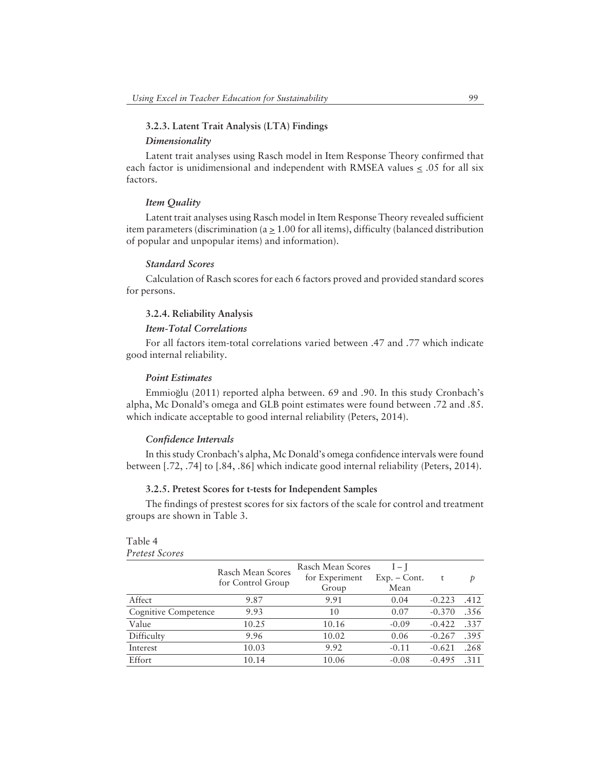### 3.2.3. Latent Trait Analysis (LTA) Findings

#### *Dimensionality*

Latent trait analyses using Rasch model in Item Response Theory confirmed that each factor is unidimensional and independent with RMSEA values $\leq .05$ for all six factors.

#### *Item Quality*

Latent trait analyses using Rasch model in Item Response Theory revealed sufficient item parameters (discrimination ($a \geq 1.00$ for all items), difficulty (balanced distribution of popular and unpopular items) and information).

#### *Standard Scores*

Calculation of Rasch scores for each 6 factors proved and provided standard scores for persons.

### 3.2.4. Reliability Analysis

#### *Item-Total Correlations*

For all factors item-total correlations varied between .47 and .77 which indicate good internal reliability.

#### *Point Estimates*

Emmioğlu (2011) reported alpha between. 69 and .90. In this study Cronbach's alpha, Mc Donald's omega and GLB point estimates were found between .72 and .85. which indicate acceptable to good internal reliability (Peters, 2014).

#### *Confidence Intervals*

In this study Cronbach's alpha, Mc Donald's omega confidence intervals were found between [.72, .74] to [.84, .86] which indicate good internal reliability (Peters, 2014).

### 3.2.5. Pretest Scores for t-tests for Independent Samples

The findings of prestest scores for six factors of the scale for control and treatment groups are shown in Table 3.

Table 4
*Pretest Scores*

| | Rasch Mean Scores for Control Group | Rasch Mean Scores for Experiment Group | I – J Exp. – Cont. Mean | t | *p* |
|---|---|---|---|---|---|
| Affect | 9.87 | 9.91 | 0.04 | -0.223 | .412 |
| Cognitive Competence | 9.93 | 10 | 0.07 | -0.370 | .356 |
| Value | 10.25 | 10.16 | -0.09 | -0.422 | .337 |
| Difficulty | 9.96 | 10.02 | 0.06 | -0.267 | .395 |
| Interest | 10.03 | 9.92 | -0.11 | -0.621 | .268 |
| Effort | 10.14 | 10.06 | -0.08 | -0.495 | .311 |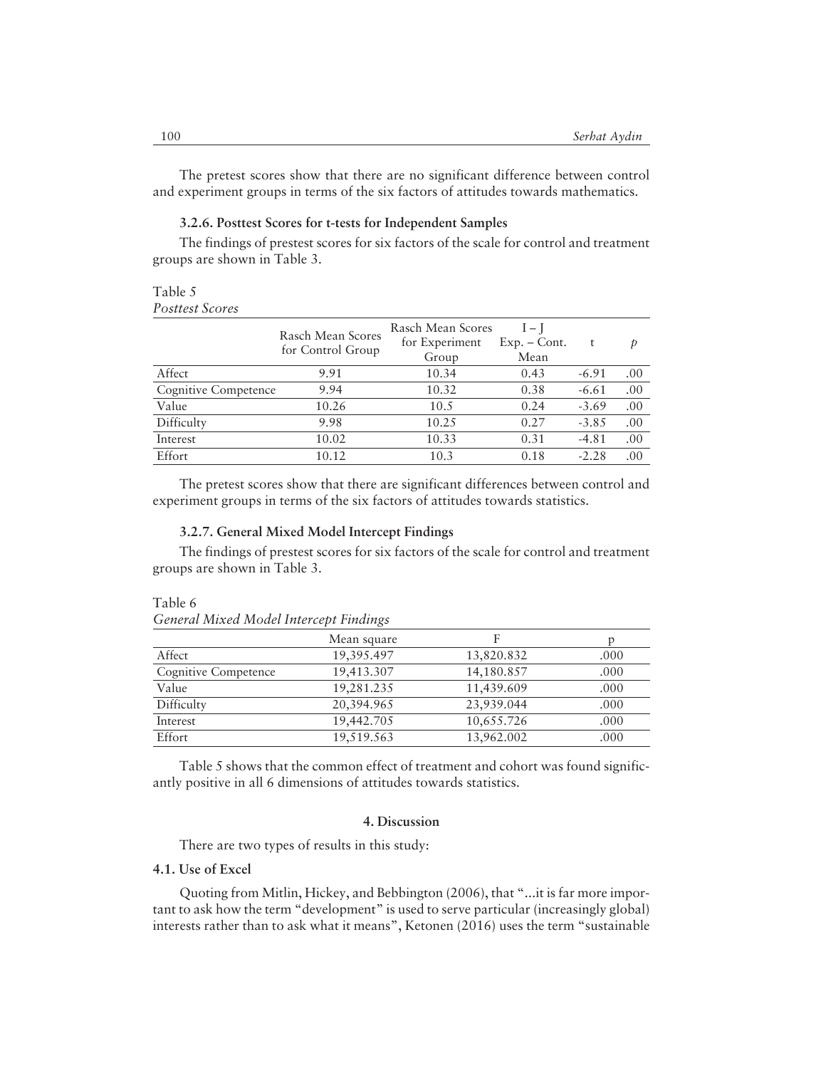The pretest scores show that there are no significant difference between control and experiment groups in terms of the six factors of attitudes towards mathematics.

### 3.2.6. Posttest Scores for t-tests for Independent Samples

The findings of prestest scores for six factors of the scale for control and treatment groups are shown in Table 3.

Table 5
*Posttest Scores*

| | Rasch Mean Scores for Control Group | Rasch Mean Scores for Experiment Group | I – J Exp. – Cont. Mean | t | *p* |
|---|---|---|---|---|---|
| Affect | 9.91 | 10.34 | 0.43 | -6.91 | .00 |
| Cognitive Competence | 9.94 | 10.32 | 0.38 | -6.61 | .00 |
| Value | 10.26 | 10.5 | 0.24 | -3.69 | .00 |
| Difficulty | 9.98 | 10.25 | 0.27 | -3.85 | .00 |
| Interest | 10.02 | 10.33 | 0.31 | -4.81 | .00 |
| Effort | 10.12 | 10.3 | 0.18 | -2.28 | .00 |

The pretest scores show that there are significant differences between control and experiment groups in terms of the six factors of attitudes towards statistics.

### 3.2.7. General Mixed Model Intercept Findings

The findings of prestest scores for six factors of the scale for control and treatment groups are shown in Table 3.

Table 6
*General Mixed Model Intercept Findings*

| | Mean square | F | p |
|---|---|---|---|
| Affect | 19,395.497 | 13,820.832 | .000 |
| Cognitive Competence | 19,413.307 | 14,180.857 | .000 |
| Value | 19,281.235 | 11,439.609 | .000 |
| Difficulty | 20,394.965 | 23,939.044 | .000 |
| Interest | 19,442.705 | 10,655.726 | .000 |
| Effort | 19,519.563 | 13,962.002 | .000 |

Table 5 shows that the common effect of treatment and cohort was found significantly positive in all 6 dimensions of attitudes towards statistics.

## 4. Discussion

There are two types of results in this study:

### 4.1. Use of Excel

Quoting from Mitlin, Hickey, and Bebbington (2006), that "...it is far more important to ask how the term "development" is used to serve particular (increasingly global) interests rather than to ask what it means", Ketonen (2016) uses the term "sustainable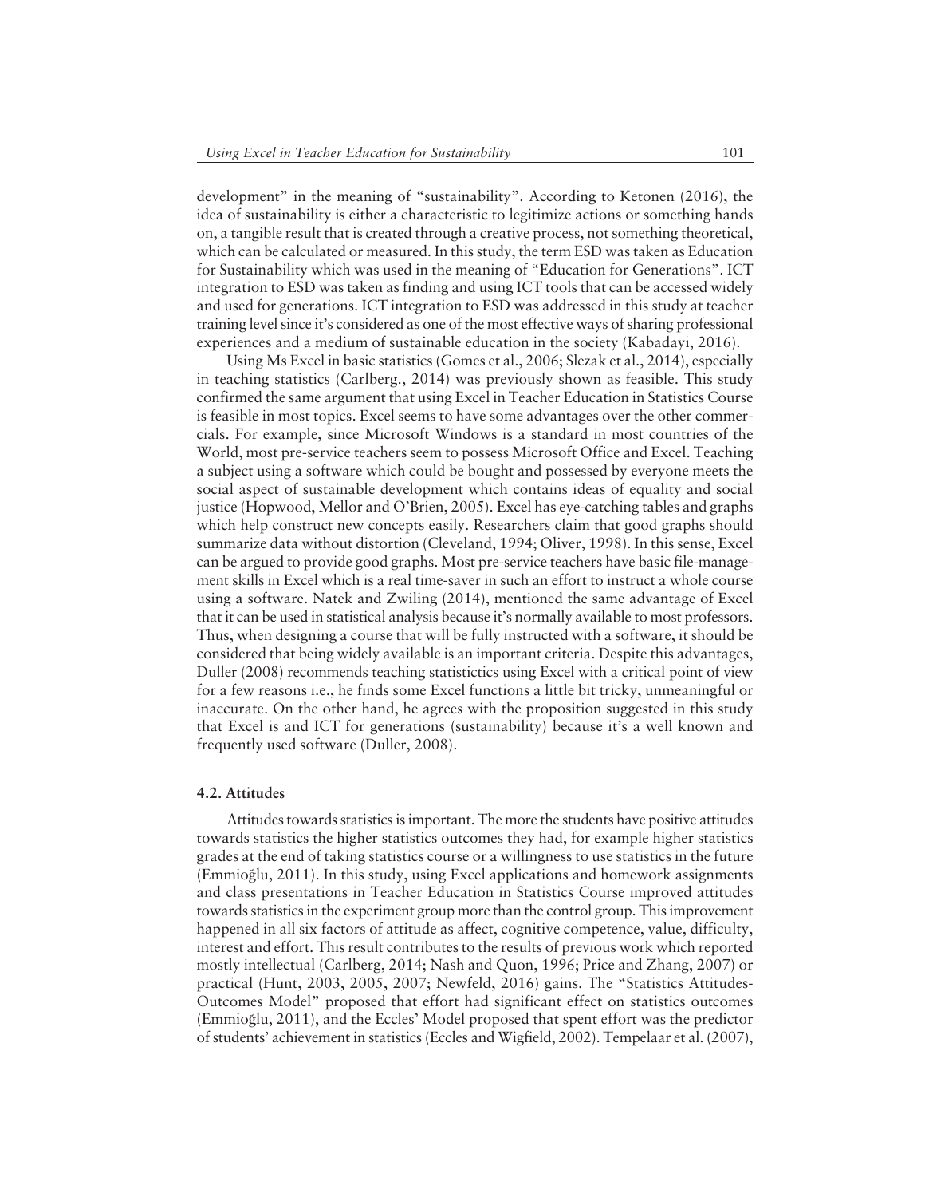development" in the meaning of "sustainability". According to Ketonen (2016), the idea of sustainability is either a characteristic to legitimize actions or something hands on, a tangible result that is created through a creative process, not something theoretical, which can be calculated or measured. In this study, the term ESD was taken as Education for Sustainability which was used in the meaning of "Education for Generations". ICT integration to ESD was taken as finding and using ICT tools that can be accessed widely and used for generations. ICT integration to ESD was addressed in this study at teacher training level since it's considered as one of the most effective ways of sharing professional experiences and a medium of sustainable education in the society (Kabadayı, 2016).

Using Ms Excel in basic statistics (Gomes et al., 2006; Slezak et al., 2014), especially in teaching statistics (Carlberg., 2014) was previously shown as feasible. This study confirmed the same argument that using Excel in Teacher Education in Statistics Course is feasible in most topics. Excel seems to have some advantages over the other commercials. For example, since Microsoft Windows is a standard in most countries of the World, most pre-service teachers seem to possess Microsoft Office and Excel. Teaching a subject using a software which could be bought and possessed by everyone meets the social aspect of sustainable development which contains ideas of equality and social justice (Hopwood, Mellor and O'Brien, 2005). Excel has eye-catching tables and graphs which help construct new concepts easily. Researchers claim that good graphs should summarize data without distortion (Cleveland, 1994; Oliver, 1998). In this sense, Excel can be argued to provide good graphs. Most pre-service teachers have basic file-management skills in Excel which is a real time-saver in such an effort to instruct a whole course using a software. Natek and Zwiling (2014), mentioned the same advantage of Excel that it can be used in statistical analysis because it's normally available to most professors. Thus, when designing a course that will be fully instructed with a software, it should be considered that being widely available is an important criteria. Despite this advantages, Duller (2008) recommends teaching statistictics using Excel with a critical point of view for a few reasons i.e., he finds some Excel functions a little bit tricky, unmeaningful or inaccurate. On the other hand, he agrees with the proposition suggested in this study that Excel is and ICT for generations (sustainability) because it's a well known and frequently used software (Duller, 2008).

### 4.2. Attitudes

Attitudes towards statistics is important. The more the students have positive attitudes towards statistics the higher statistics outcomes they had, for example higher statistics grades at the end of taking statistics course or a willingness to use statistics in the future (Emmioğlu, 2011). In this study, using Excel applications and homework assignments and class presentations in Teacher Education in Statistics Course improved attitudes towards statistics in the experiment group more than the control group. This improvement happened in all six factors of attitude as affect, cognitive competence, value, difficulty, interest and effort. This result contributes to the results of previous work which reported mostly intellectual (Carlberg, 2014; Nash and Quon, 1996; Price and Zhang, 2007) or practical (Hunt, 2003, 2005, 2007; Newfeld, 2016) gains. The "Statistics Attitudes-Outcomes Model" proposed that effort had significant effect on statistics outcomes (Emmioğlu, 2011), and the Eccles' Model proposed that spent effort was the predictor of students' achievement in statistics (Eccles and Wigfield, 2002). Tempelaar et al. (2007),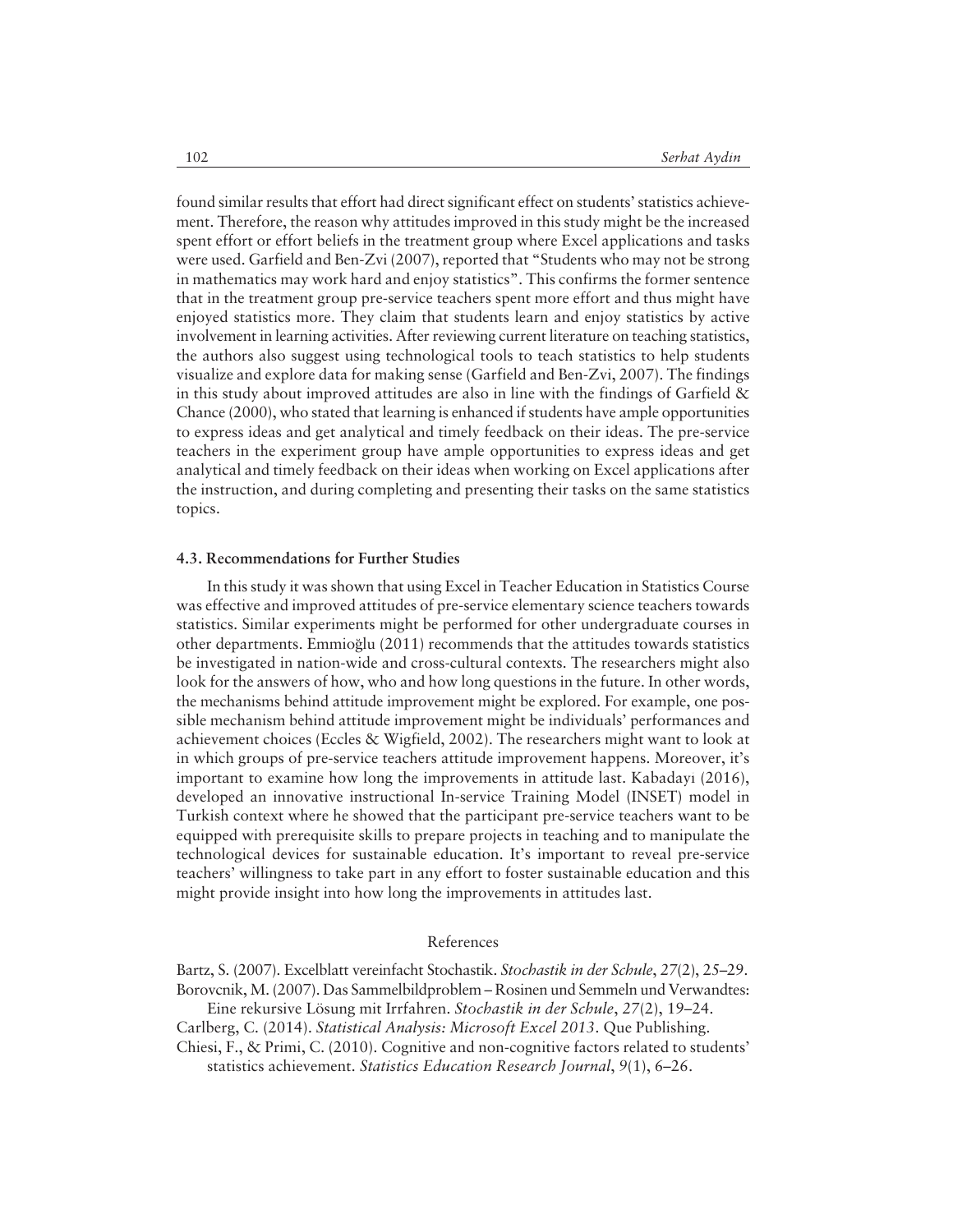found similar results that effort had direct significant effect on students' statistics achievement. Therefore, the reason why attitudes improved in this study might be the increased spent effort or effort beliefs in the treatment group where Excel applications and tasks were used. Garfield and Ben-Zvi (2007), reported that "Students who may not be strong in mathematics may work hard and enjoy statistics". This confirms the former sentence that in the treatment group pre-service teachers spent more effort and thus might have enjoyed statistics more. They claim that students learn and enjoy statistics by active involvement in learning activities. After reviewing current literature on teaching statistics, the authors also suggest using technological tools to teach statistics to help students visualize and explore data for making sense (Garfield and Ben-Zvi, 2007). The findings in this study about improved attitudes are also in line with the findings of Garfield & Chance (2000), who stated that learning is enhanced if students have ample opportunities to express ideas and get analytical and timely feedback on their ideas. The pre-service teachers in the experiment group have ample opportunities to express ideas and get analytical and timely feedback on their ideas when working on Excel applications after the instruction, and during completing and presenting their tasks on the same statistics topics.

### 4.3. Recommendations for Further Studies

In this study it was shown that using Excel in Teacher Education in Statistics Course was effective and improved attitudes of pre-service elementary science teachers towards statistics. Similar experiments might be performed for other undergraduate courses in other departments. Emmioğlu (2011) recommends that the attitudes towards statistics be investigated in nation-wide and cross-cultural contexts. The researchers might also look for the answers of how, who and how long questions in the future. In other words, the mechanisms behind attitude improvement might be explored. For example, one possible mechanism behind attitude improvement might be individuals' performances and achievement choices (Eccles & Wigfield, 2002). The researchers might want to look at in which groups of pre-service teachers attitude improvement happens. Moreover, it's important to examine how long the improvements in attitude last. Kabadayı (2016), developed an innovative instructional In-service Training Model (INSET) model in Turkish context where he showed that the participant pre-service teachers want to be equipped with prerequisite skills to prepare projects in teaching and to manipulate the technological devices for sustainable education. It's important to reveal pre-service teachers' willingness to take part in any effort to foster sustainable education and this might provide insight into how long the improvements in attitudes last.

## References

Bartz, S. (2007). Excelblatt vereinfacht Stochastik. *Stochastik in der Schule*, *27*(2), 25–29.

Borovcnik, M. (2007). Das Sammelbildproblem – Rosinen und Semmeln und Verwandtes: Eine rekursive Lösung mit Irrfahren. *Stochastik in der Schule*, *27*(2), 19–24.

Carlberg, C. (2014). *Statistical Analysis: Microsoft Excel 2013*. Que Publishing.

Chiesi, F., & Primi, C. (2010). Cognitive and non-cognitive factors related to students' statistics achievement. *Statistics Education Research Journal*, *9*(1), 6–26.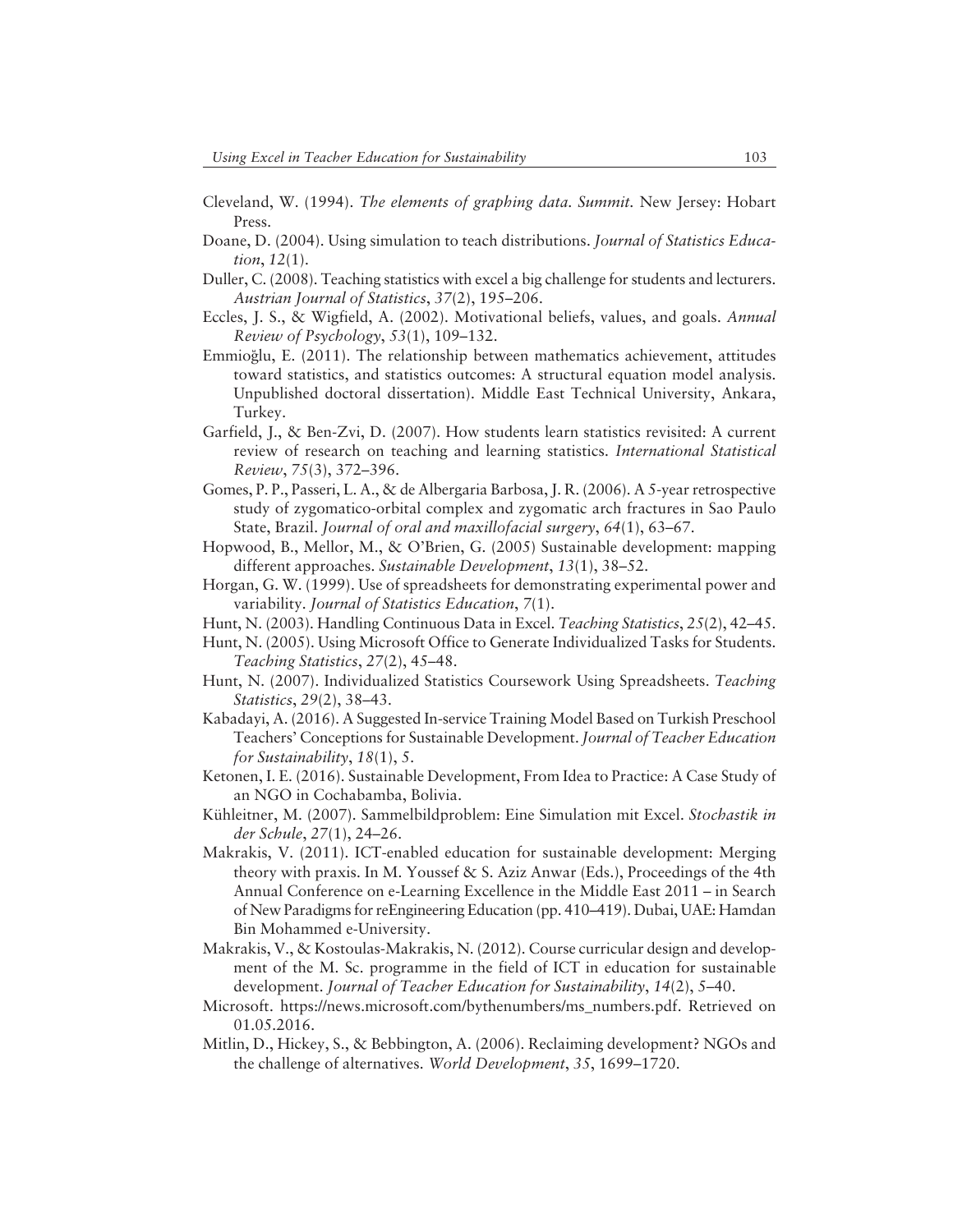Cleveland, W. (1994). *The elements of graphing data. Summit.* New Jersey: Hobart Press.

Doane, D. (2004). Using simulation to teach distributions. *Journal of Statistics Education*, *12*(1).

Duller, C. (2008). Teaching statistics with excel a big challenge for students and lecturers. *Austrian Journal of Statistics*, *37*(2), 195–206.

Eccles, J. S., & Wigfield, A. (2002). Motivational beliefs, values, and goals. *Annual Review of Psychology*, *53*(1), 109–132.

Emmioğlu, E. (2011). The relationship between mathematics achievement, attitudes toward statistics, and statistics outcomes: A structural equation model analysis. Unpublished doctoral dissertation). Middle East Technical University, Ankara, Turkey.

Garfield, J., & Ben-Zvi, D. (2007). How students learn statistics revisited: A current review of research on teaching and learning statistics. *International Statistical Review*, *75*(3), 372–396.

Gomes, P. P., Passeri, L. A., & de Albergaria Barbosa, J. R. (2006). A 5-year retrospective study of zygomatico-orbital complex and zygomatic arch fractures in Sao Paulo State, Brazil. *Journal of oral and maxillofacial surgery*, *64*(1), 63–67.

Hopwood, B., Mellor, M., & O'Brien, G. (2005) Sustainable development: mapping different approaches. *Sustainable Development*, *13*(1), 38–52.

Horgan, G. W. (1999). Use of spreadsheets for demonstrating experimental power and variability. *Journal of Statistics Education*, *7*(1).

Hunt, N. (2003). Handling Continuous Data in Excel. *Teaching Statistics*, *25*(2), 42–45.

Hunt, N. (2005). Using Microsoft Office to Generate Individualized Tasks for Students. *Teaching Statistics*, *27*(2), 45–48.

Hunt, N. (2007). Individualized Statistics Coursework Using Spreadsheets. *Teaching Statistics*, *29*(2), 38–43.

Kabadayi, A. (2016). A Suggested In-service Training Model Based on Turkish Preschool Teachers' Conceptions for Sustainable Development. *Journal of Teacher Education for Sustainability*, *18*(1), 5.

Ketonen, I. E. (2016). Sustainable Development, From Idea to Practice: A Case Study of an NGO in Cochabamba, Bolivia.

Kühleitner, M. (2007). Sammelbildproblem: Eine Simulation mit Excel. *Stochastik in der Schule*, *27*(1), 24–26.

Makrakis, V. (2011). ICT-enabled education for sustainable development: Merging theory with praxis. In M. Youssef & S. Aziz Anwar (Eds.), Proceedings of the 4th Annual Conference on e-Learning Excellence in the Middle East 2011 – in Search of New Paradigms for reEngineering Education (pp. 410–419). Dubai, UAE: Hamdan Bin Mohammed e-University.

Makrakis, V., & Kostoulas-Makrakis, N. (2012). Course curricular design and development of the M. Sc. programme in the field of ICT in education for sustainable development. *Journal of Teacher Education for Sustainability*, *14*(2), 5–40.

Microsoft. https://news.microsoft.com/bythenumbers/ms_numbers.pdf. Retrieved on 01.05.2016.

Mitlin, D., Hickey, S., & Bebbington, A. (2006). Reclaiming development? NGOs and the challenge of alternatives. *World Development*, *35*, 1699–1720.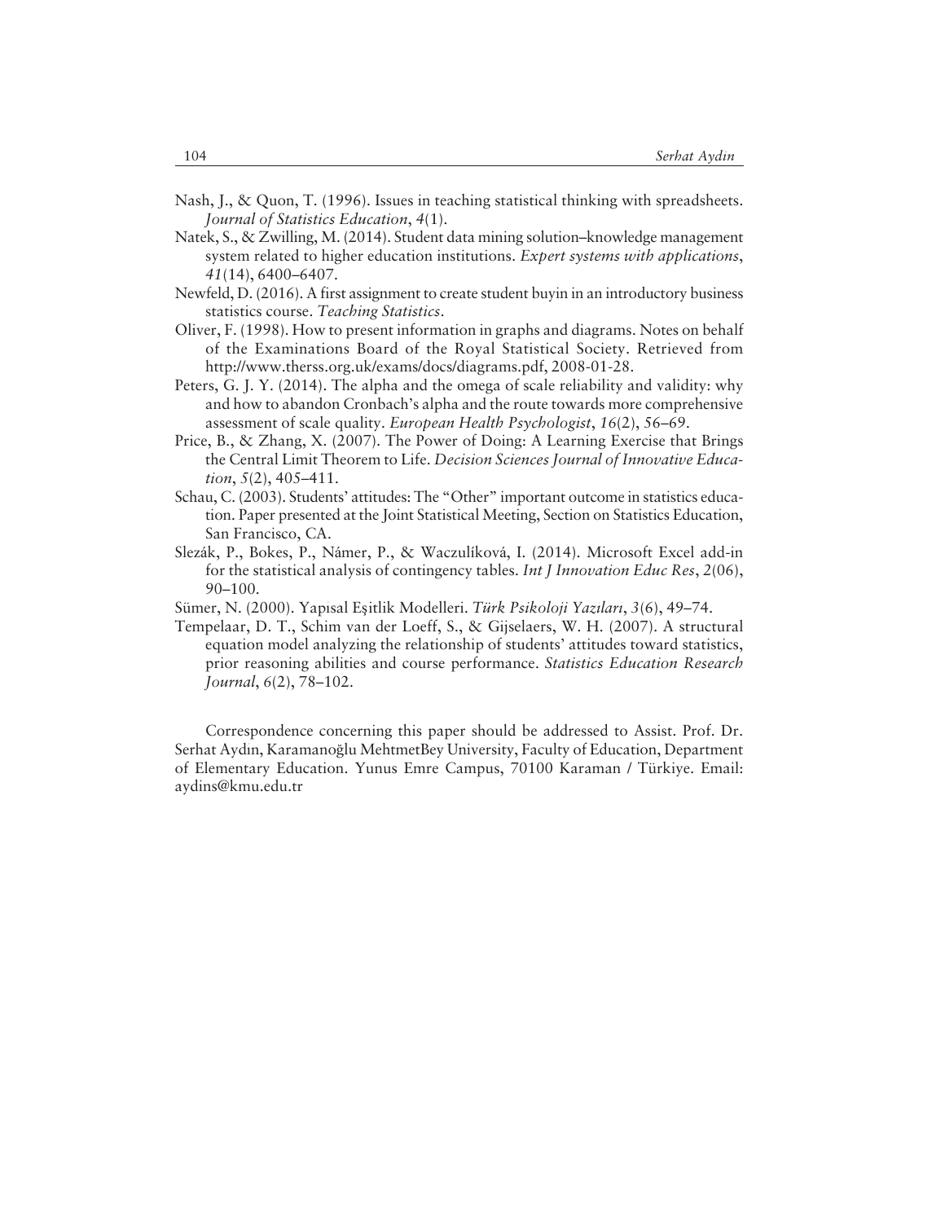Nash, J., & Quon, T. (1996). Issues in teaching statistical thinking with spreadsheets. *Journal of Statistics Education*, *4*(1).

Natek, S., & Zwilling, M. (2014). Student data mining solution–knowledge management system related to higher education institutions. *Expert systems with applications*, *41*(14), 6400–6407.

Newfeld, D. (2016). A first assignment to create student buyin in an introductory business statistics course. *Teaching Statistics*.

Oliver, F. (1998). How to present information in graphs and diagrams. Notes on behalf of the Examinations Board of the Royal Statistical Society. Retrieved from http://www.therss.org.uk/exams/docs/diagrams.pdf, 2008-01-28.

Peters, G. J. Y. (2014). The alpha and the omega of scale reliability and validity: why and how to abandon Cronbach's alpha and the route towards more comprehensive assessment of scale quality. *European Health Psychologist*, *16*(2), 56–69.

Price, B., & Zhang, X. (2007). The Power of Doing: A Learning Exercise that Brings the Central Limit Theorem to Life. *Decision Sciences Journal of Innovative Education*, *5*(2), 405–411.

Schau, C. (2003). Students' attitudes: The "Other" important outcome in statistics education. Paper presented at the Joint Statistical Meeting, Section on Statistics Education, San Francisco, CA.

Slezák, P., Bokes, P., Námer, P., & Waczulíková, I. (2014). Microsoft Excel add-in for the statistical analysis of contingency tables. *Int J Innovation Educ Res*, *2*(06), 90–100.

Sümer, N. (2000). Yapısal Eşitlik Modelleri. *Türk Psikoloji Yazıları*, *3*(6), 49–74.

Tempelaar, D. T., Schim van der Loeff, S., & Gijselaers, W. H. (2007). A structural equation model analyzing the relationship of students' attitudes toward statistics, prior reasoning abilities and course performance. *Statistics Education Research Journal*, *6*(2), 78–102.

Correspondence concerning this paper should be addressed to Assist. Prof. Dr. Serhat Aydın, Karamanoğlu MehmetBey University, Faculty of Education, Department of Elementary Education. Yunus Emre Campus, 70100 Karaman / Türkiye. Email: aydins@kmu.edu.tr